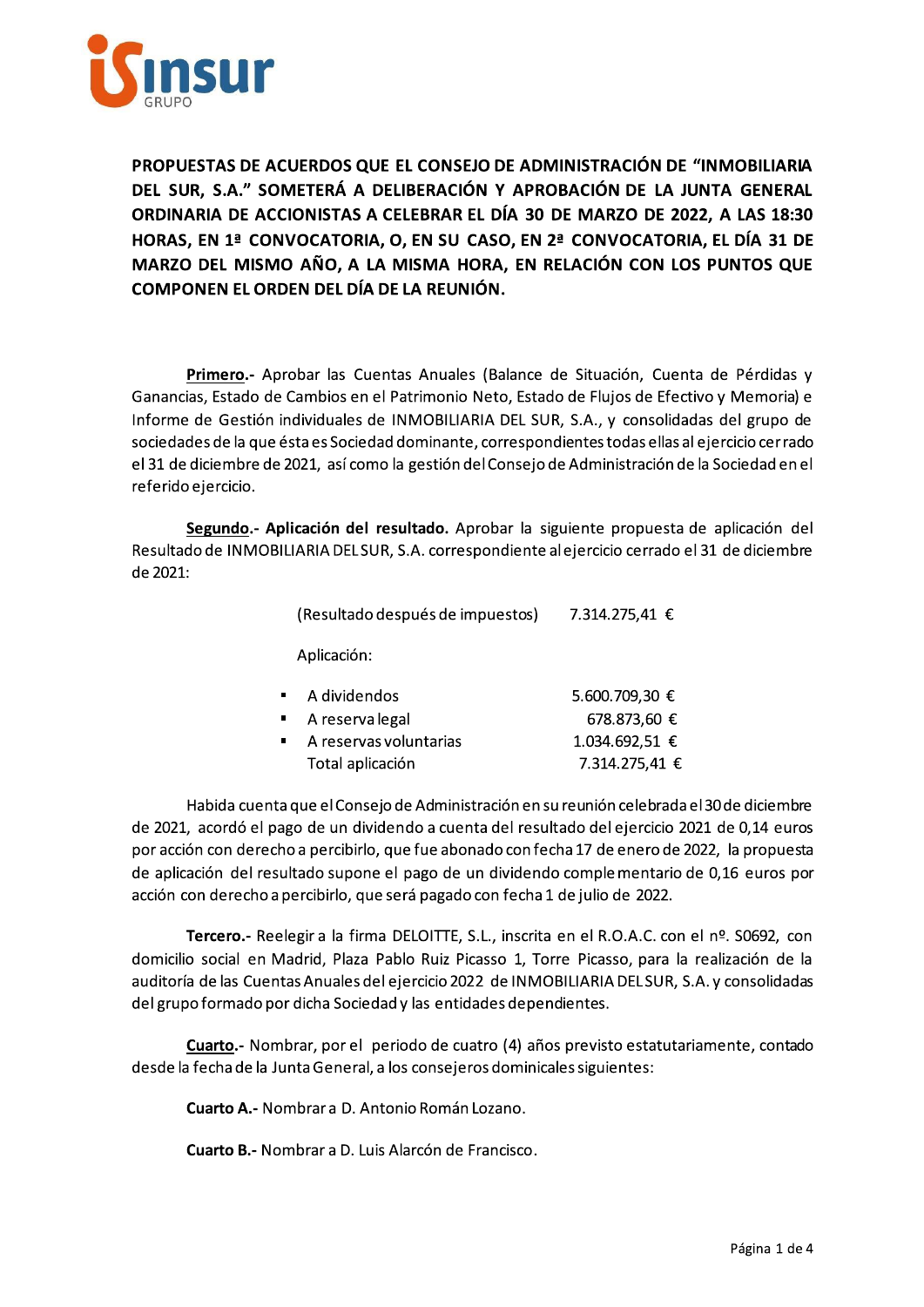**PROPUESTAS DE ACUERDOS QUE EL CONSEJO DE ADMINISTRACIÓN DE "INMOBILIARIA DEL SUR, S.A." SOMETERÁ A DELIBERACIÓN Y APROBACIÓN DE LA JUNTA GENERAL ORDINARIA DE ACCIONISTAS A CELEBRAR EL DÍA 30 DE MARZO DE 2022, A LAS 18:30 HORAS, EN 1ª CONVOCATORIA, O, EN SU CASO, EN 2ª CONVOCATORIA, EL DÍA 31 DE MARZO DEL MISMO AÑO, A LA MISMA HORA, EN RELACIÓN CON LOS PUNTOS QUE COMPONEN EL ORDEN DEL DÍA DE LA REUNIÓN.**

**Primero.-** Aprobar las Cuentas Anuales (Balance de Situación, Cuenta de Pérdidas y Ganancias, Estado de Cambios en el Patrimonio Neto, Estado de Flujos de Efectivo y Memoria) e Informe de Gestión individuales de INMOBILIARIA DEL SUR, S.A., y consolidadas del grupo de sociedades de la que ésta es Sociedad dominante, correspondientes todas ellas al ejercicio cerrado el 31 de diciembre de 2021, así como la gestión del Consejo de Administración de la Sociedad en el referido ejercicio.

**Segundo.- Aplicación del resultado.** Aprobar la siguiente propuesta de aplicación del Resultado de INMOBILIARIA DEL SUR, S.A. correspondiente al ejercicio cerrado el 31 de diciembre de 2021:

(Resultado después de impuestos) 7.314.275,41 €

Aplicación:

- A dividendos 5.600.709,30 €
- A reserva legal 678.873,60 €
- A reservas voluntarias 1.034.692,51 €

Total aplicación 7.314.275,41 €

Habida cuenta que el Consejo de Administración en su reunión celebrada el 30 de diciembre de 2021, acordó el pago de un dividendo a cuenta del resultado del ejercicio 2021 de 0,14 euros por acción con derecho a percibirlo, que fue abonado con fecha 17 de enero de 2022, la propuesta de aplicación del resultado supone el pago de un dividendo complementario de 0,16 euros por acción con derecho a percibirlo, que será pagado con fecha 1 de julio de 2022.

**Tercero.-** Reelegir a la firma DELOITTE, S.L., inscrita en el R.O.A.C. con el nº. S0692, con domicilio social en Madrid, Plaza Pablo Ruiz Picasso 1, Torre Picasso, para la realización de la auditoría de las Cuentas Anuales del ejercicio 2022 de INMOBILIARIA DEL SUR, S.A. y consolidadas del grupo formado por dicha Sociedad y las entidades dependientes.

**Cuarto.-** Nombrar, por el periodo de cuatro (4) años previsto estatutariamente, contado desde la fecha de la Junta General, a los consejeros dominicales siguientes:

**Cuarto A.-** Nombrar a D. Antonio Román Lozano.

**Cuarto B.-** Nombrar a D. Luis Alarcón de Francisco.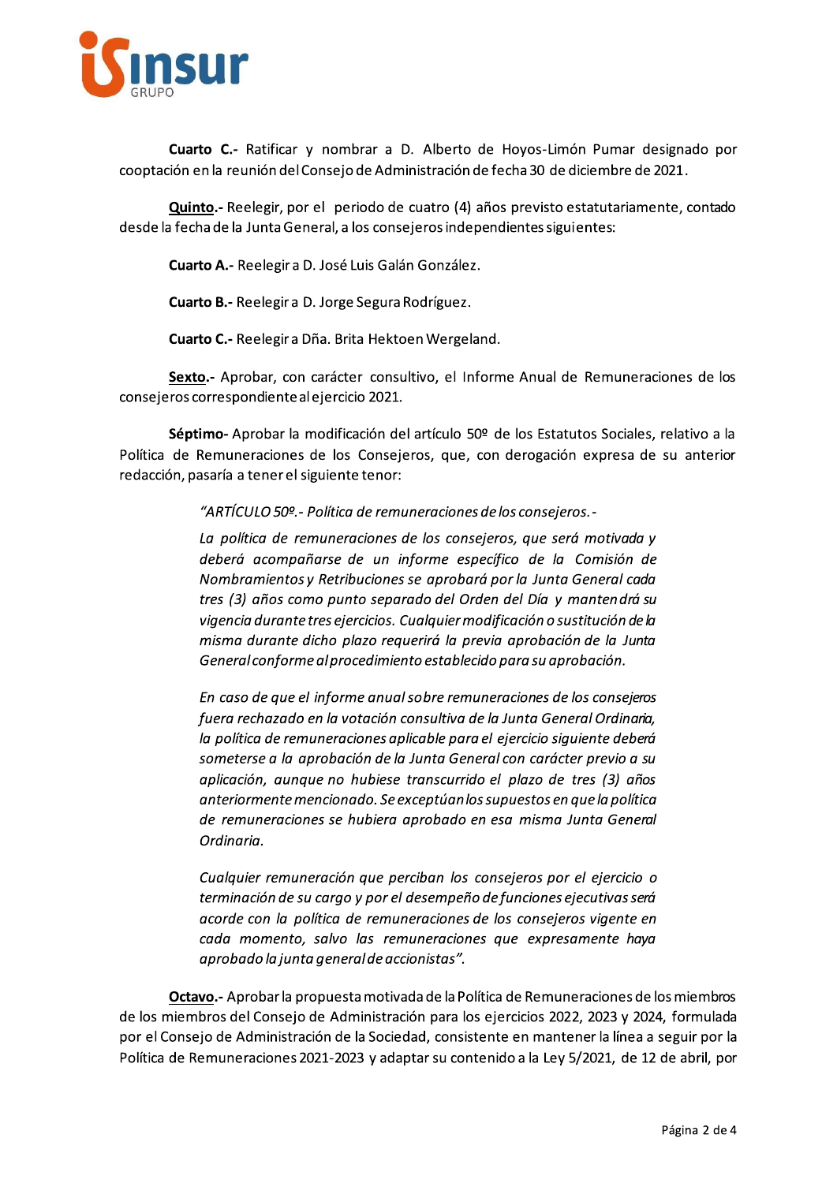**Cuarto C.-** Ratificar y nombrar a D. Alberto de Hoyos-Limón Pumar designado por cooptación en la reunión del Consejo de Administración de fecha 30 de diciembre de 2021.

**<u>Quinto</u>.-** Reelegir, por el periodo de cuatro (4) años previsto estatutariamente, contado desde la fecha de la Junta General, a los consejeros independientes siguientes:

**Cuarto A.-** Reelegir a D. José Luis Galán González.

**Cuarto B.-** Reelegir a D. Jorge Segura Rodríguez.

**Cuarto C.-** Reelegir a Dña. Brita Hektoen Wergeland.

**<u>Sexto</u>.-** Aprobar, con carácter consultivo, el Informe Anual de Remuneraciones de los consejeros correspondiente al ejercicio 2021.

**Séptimo-** Aprobar la modificación del artículo 50º de los Estatutos Sociales, relativo a la Política de Remuneraciones de los Consejeros, que, con derogación expresa de su anterior redacción, pasaría a tener el siguiente tenor:

> *"ARTÍCULO 50º.- Política de remuneraciones de los consejeros.-*
>
> *La política de remuneraciones de los consejeros, que será motivada y deberá acompañarse de un informe específico de la Comisión de Nombramientos y Retribuciones se aprobará por la Junta General cada tres (3) años como punto separado del Orden del Día y mantendrá su vigencia durante tres ejercicios. Cualquier modificación o sustitución de la misma durante dicho plazo requerirá la previa aprobación de la Junta General conforme al procedimiento establecido para su aprobación.*
>
> *En caso de que el informe anual sobre remuneraciones de los consejeros fuera rechazado en la votación consultiva de la Junta General Ordinaria, la política de remuneraciones aplicable para el ejercicio siguiente deberá someterse a la aprobación de la Junta General con carácter previo a su aplicación, aunque no hubiese transcurrido el plazo de tres (3) años anteriormente mencionado. Se exceptúan los supuestos en que la política de remuneraciones se hubiera aprobado en esa misma Junta General Ordinaria.*
>
> *Cualquier remuneración que perciban los consejeros por el ejercicio o terminación de su cargo y por el desempeño de funciones ejecutivas será acorde con la política de remuneraciones de los consejeros vigente en cada momento, salvo las remuneraciones que expresamente haya aprobado la junta general de accionistas".*

**<u>Octavo</u>.-** Aprobar la propuesta motivada de la Política de Remuneraciones de los miembros de los miembros del Consejo de Administración para los ejercicios 2022, 2023 y 2024, formulada por el Consejo de Administración de la Sociedad, consistente en mantener la línea a seguir por la Política de Remuneraciones 2021-2023 y adaptar su contenido a la Ley 5/2021, de 12 de abril, por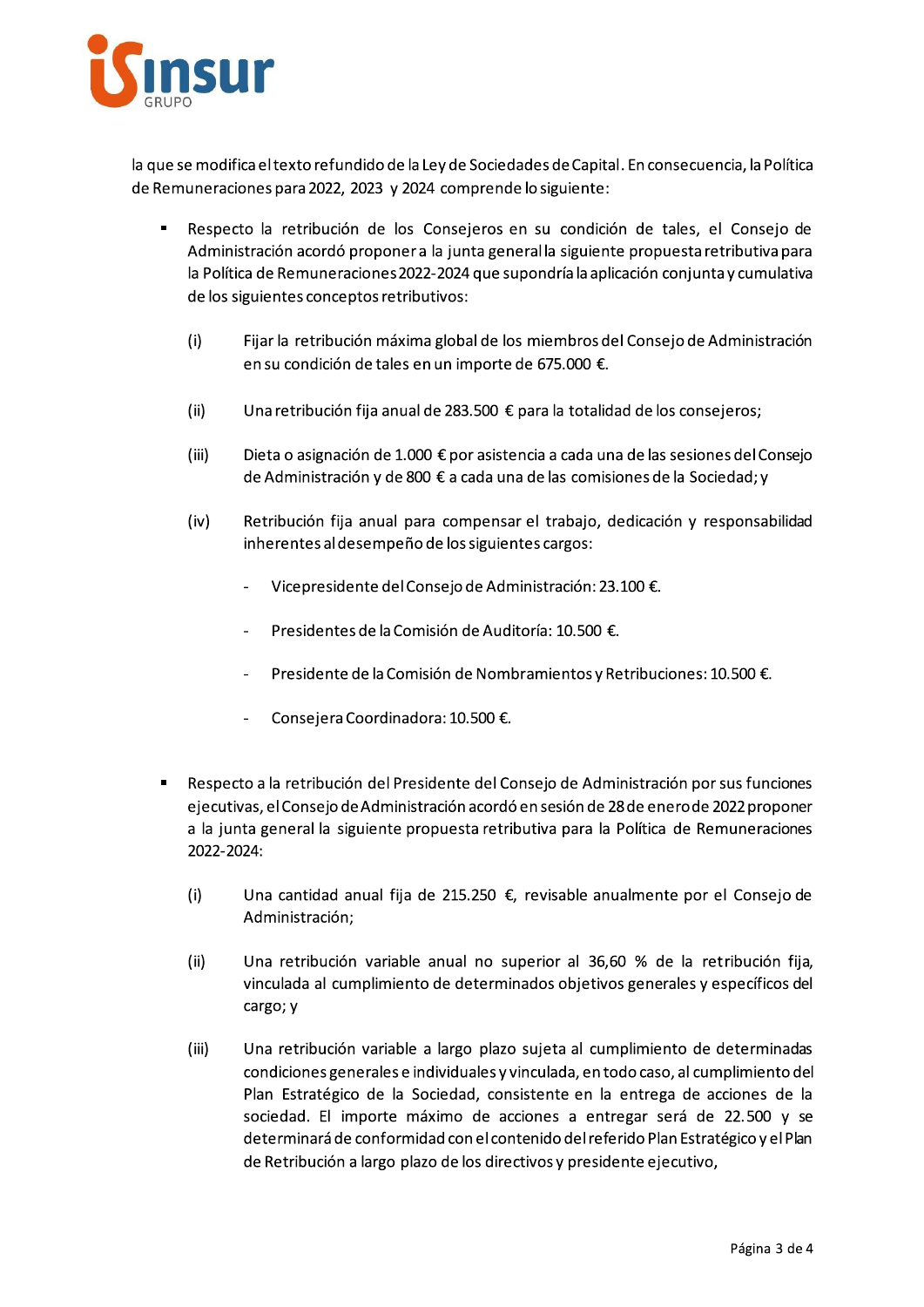la que se modifica el texto refundido de la Ley de Sociedades de Capital. En consecuencia, la Política de Remuneraciones para 2022, 2023 y 2024 comprende lo siguiente:

- Respecto la retribución de los Consejeros en su condición de tales, el Consejo de Administración acordó proponer a la junta general la siguiente propuesta retributiva para la Política de Remuneraciones 2022-2024 que supondría la aplicación conjunta y cumulativa de los siguientes conceptos retributivos:

  (i) Fijar la retribución máxima global de los miembros del Consejo de Administración en su condición de tales en un importe de 675.000 €.

  (ii) Una retribución fija anual de 283.500 € para la totalidad de los consejeros;

  (iii) Dieta o asignación de 1.000 € por asistencia a cada una de las sesiones del Consejo de Administración y de 800 € a cada una de las comisiones de la Sociedad; y

  (iv) Retribución fija anual para compensar el trabajo, dedicación y responsabilidad inherentes al desempeño de los siguientes cargos:

  - Vicepresidente del Consejo de Administración: 23.100 €.
  - Presidentes de la Comisión de Auditoría: 10.500 €.
  - Presidente de la Comisión de Nombramientos y Retribuciones: 10.500 €.
  - Consejera Coordinadora: 10.500 €.

- Respecto a la retribución del Presidente del Consejo de Administración por sus funciones ejecutivas, el Consejo de Administración acordó en sesión de 28 de enero de 2022 proponer a la junta general la siguiente propuesta retributiva para la Política de Remuneraciones 2022-2024:

  (i) Una cantidad anual fija de 215.250 €, revisable anualmente por el Consejo de Administración;

  (ii) Una retribución variable anual no superior al 36,60 % de la retribución fija, vinculada al cumplimiento de determinados objetivos generales y específicos del cargo; y

  (iii) Una retribución variable a largo plazo sujeta al cumplimiento de determinadas condiciones generales e individuales y vinculada, en todo caso, al cumplimiento del Plan Estratégico de la Sociedad, consistente en la entrega de acciones de la sociedad. El importe máximo de acciones a entregar será de 22.500 y se determinará de conformidad con el contenido del referido Plan Estratégico y el Plan de Retribución a largo plazo de los directivos y presidente ejecutivo,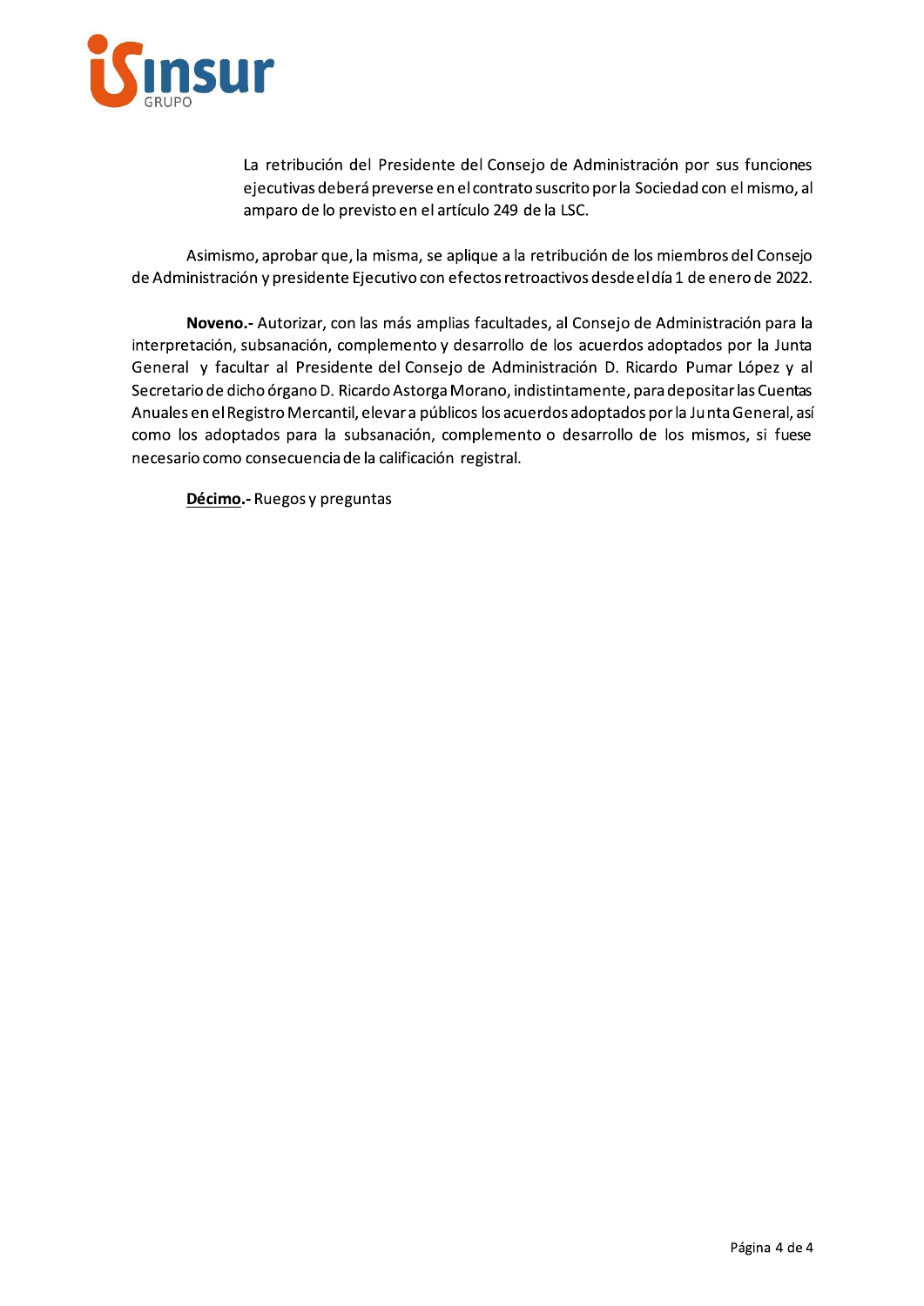La retribución del Presidente del Consejo de Administración por sus funciones ejecutivas deberá preverse en el contrato suscrito por la Sociedad con el mismo, al amparo de lo previsto en el artículo 249 de la LSC.

Asimismo, aprobar que, la misma, se aplique a la retribución de los miembros del Consejo de Administración y presidente Ejecutivo con efectos retroactivos desde el día 1 de enero de 2022.

**Noveno.-** Autorizar, con las más amplias facultades, al Consejo de Administración para la interpretación, subsanación, complemento y desarrollo de los acuerdos adoptados por la Junta General y facultar al Presidente del Consejo de Administración D. Ricardo Pumar López y al Secretario de dicho órgano D. Ricardo Astorga Morano, indistintamente, para depositar las Cuentas Anuales en el Registro Mercantil, elevar a públicos los acuerdos adoptados por la Junta General, así como los adoptados para la subsanación, complemento o desarrollo de los mismos, si fuese necesario como consecuencia de la calificación registral.

**Décimo.-** Ruegos y preguntas